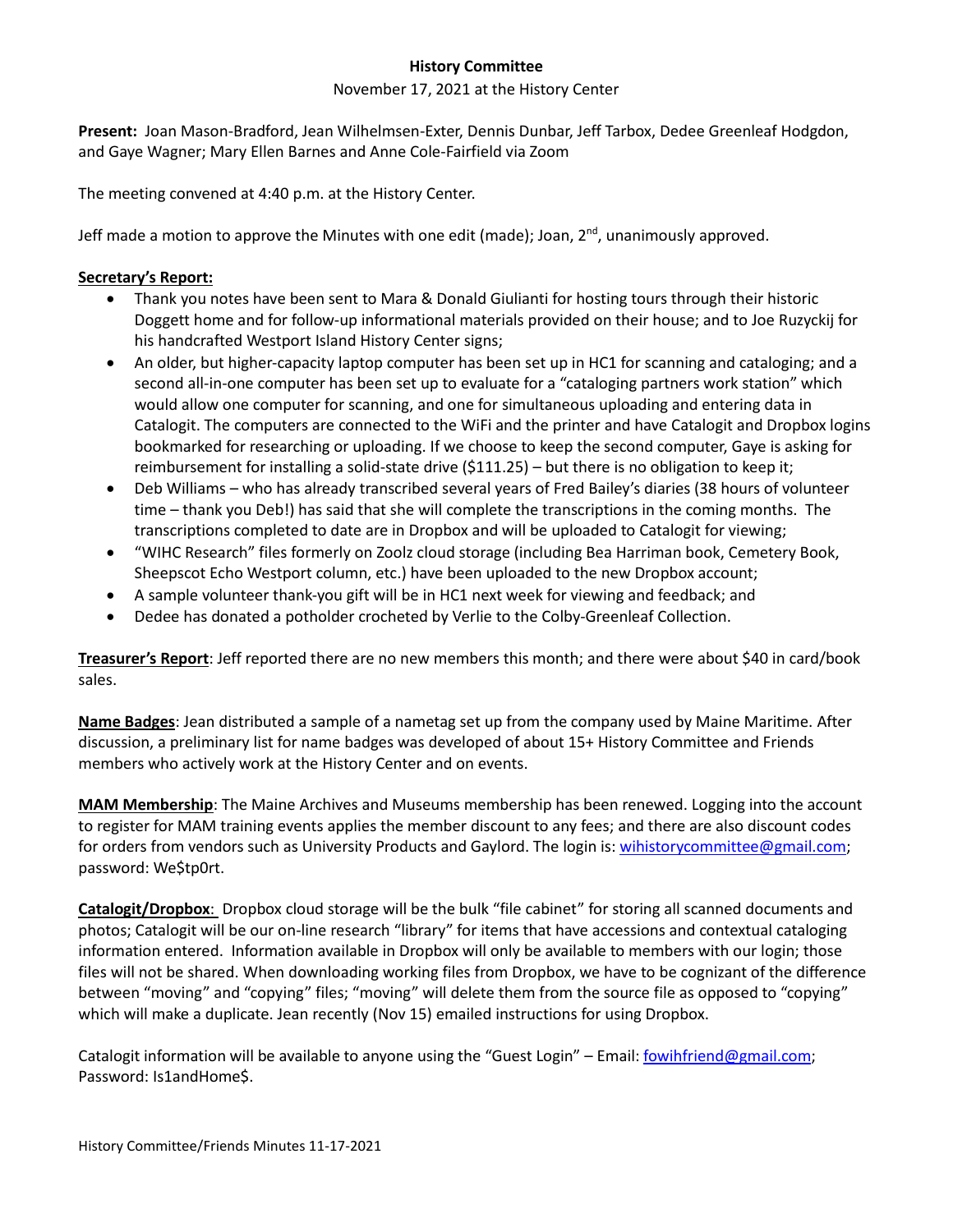# History Committee

November 17, 2021 at the History Center

**Present:** Joan Mason-Bradford, Jean Wilhelmsen-Exter, Dennis Dunbar, Jeff Tarbox, Dedee Greenleaf Hodgdon, and Gaye Wagner; Mary Ellen Barnes and Anne Cole-Fairfield via Zoom

The meeting convened at 4:40 p.m. at the History Center.

Jeff made a motion to approve the Minutes with one edit (made); Joan, 2nd, unanimously approved.

**Secretary's Report:**

- Thank you notes have been sent to Mara & Donald Giulianti for hosting tours through their historic Doggett home and for follow-up informational materials provided on their house; and to Joe Ruzyckij for his handcrafted Westport Island History Center signs;
- An older, but higher-capacity laptop computer has been set up in HC1 for scanning and cataloging; and a second all-in-one computer has been set up to evaluate for a "cataloging partners work station" which would allow one computer for scanning, and one for simultaneous uploading and entering data in Catalogit. The computers are connected to the WiFi and the printer and have Catalogit and Dropbox logins bookmarked for researching or uploading. If we choose to keep the second computer, Gaye is asking for reimbursement for installing a solid-state drive ($111.25) – but there is no obligation to keep it;
- Deb Williams – who has already transcribed several years of Fred Bailey's diaries (38 hours of volunteer time – thank you Deb!) has said that she will complete the transcriptions in the coming months. The transcriptions completed to date are in Dropbox and will be uploaded to Catalogit for viewing;
- "WIHC Research" files formerly on Zoolz cloud storage (including Bea Harriman book, Cemetery Book, Sheepscot Echo Westport column, etc.) have been uploaded to the new Dropbox account;
- A sample volunteer thank-you gift will be in HC1 next week for viewing and feedback; and
- Dedee has donated a potholder crocheted by Verlie to the Colby-Greenleaf Collection.

**Treasurer's Report**: Jeff reported there are no new members this month; and there were about $40 in card/book sales.

**Name Badges**: Jean distributed a sample of a nametag set up from the company used by Maine Maritime. After discussion, a preliminary list for name badges was developed of about 15+ History Committee and Friends members who actively work at the History Center and on events.

**MAM Membership**: The Maine Archives and Museums membership has been renewed. Logging into the account to register for MAM training events applies the member discount to any fees; and there are also discount codes for orders from vendors such as University Products and Gaylord. The login is: wihistorycommittee@gmail.com; password: We$tp0rt.

**Catalogit/Dropbox**: Dropbox cloud storage will be the bulk "file cabinet" for storing all scanned documents and photos; Catalogit will be our on-line research "library" for items that have accessions and contextual cataloging information entered. Information available in Dropbox will only be available to members with our login; those files will not be shared. When downloading working files from Dropbox, we have to be cognizant of the difference between "moving" and "copying" files; "moving" will delete them from the source file as opposed to "copying" which will make a duplicate. Jean recently (Nov 15) emailed instructions for using Dropbox.

Catalogit information will be available to anyone using the "Guest Login" – Email: fowihfriend@gmail.com; Password: Is1andHome$.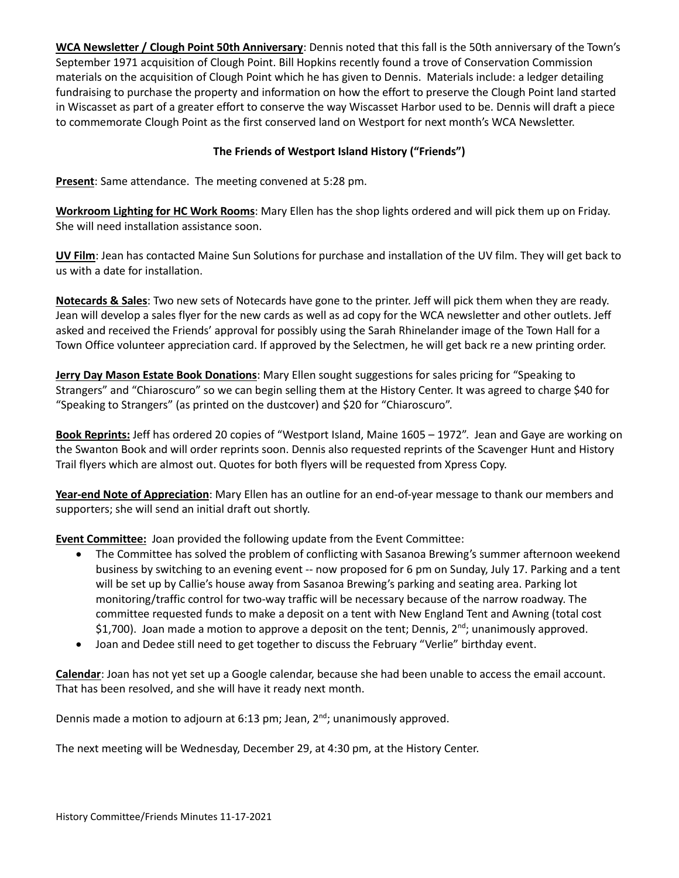**WCA Newsletter / Clough Point 50th Anniversary**: Dennis noted that this fall is the 50th anniversary of the Town's September 1971 acquisition of Clough Point. Bill Hopkins recently found a trove of Conservation Commission materials on the acquisition of Clough Point which he has given to Dennis. Materials include: a ledger detailing fundraising to purchase the property and information on how the effort to preserve the Clough Point land started in Wiscasset as part of a greater effort to conserve the way Wiscasset Harbor used to be. Dennis will draft a piece to commemorate Clough Point as the first conserved land on Westport for next month's WCA Newsletter.

**The Friends of Westport Island History ("Friends")**

**Present**: Same attendance. The meeting convened at 5:28 pm.

**Workroom Lighting for HC Work Rooms**: Mary Ellen has the shop lights ordered and will pick them up on Friday. She will need installation assistance soon.

**UV Film**: Jean has contacted Maine Sun Solutions for purchase and installation of the UV film. They will get back to us with a date for installation.

**Notecards & Sales**: Two new sets of Notecards have gone to the printer. Jeff will pick them when they are ready. Jean will develop a sales flyer for the new cards as well as ad copy for the WCA newsletter and other outlets. Jeff asked and received the Friends' approval for possibly using the Sarah Rhinelander image of the Town Hall for a Town Office volunteer appreciation card. If approved by the Selectmen, he will get back re a new printing order.

**Jerry Day Mason Estate Book Donations**: Mary Ellen sought suggestions for sales pricing for "Speaking to Strangers" and "Chiaroscuro" so we can begin selling them at the History Center. It was agreed to charge $40 for "Speaking to Strangers" (as printed on the dustcover) and $20 for "Chiaroscuro".

**Book Reprints:** Jeff has ordered 20 copies of "Westport Island, Maine 1605 – 1972". Jean and Gaye are working on the Swanton Book and will order reprints soon. Dennis also requested reprints of the Scavenger Hunt and History Trail flyers which are almost out. Quotes for both flyers will be requested from Xpress Copy.

**Year-end Note of Appreciation**: Mary Ellen has an outline for an end-of-year message to thank our members and supporters; she will send an initial draft out shortly.

**Event Committee:** Joan provided the following update from the Event Committee:

- The Committee has solved the problem of conflicting with Sasanoa Brewing's summer afternoon weekend business by switching to an evening event -- now proposed for 6 pm on Sunday, July 17. Parking and a tent will be set up by Callie's house away from Sasanoa Brewing's parking and seating area. Parking lot monitoring/traffic control for two-way traffic will be necessary because of the narrow roadway. The committee requested funds to make a deposit on a tent with New England Tent and Awning (total cost $1,700). Joan made a motion to approve a deposit on the tent; Dennis, 2nd; unanimously approved.
- Joan and Dedee still need to get together to discuss the February "Verlie" birthday event.

**Calendar**: Joan has not yet set up a Google calendar, because she had been unable to access the email account. That has been resolved, and she will have it ready next month.

Dennis made a motion to adjourn at 6:13 pm; Jean, 2nd; unanimously approved.

The next meeting will be Wednesday, December 29, at 4:30 pm, at the History Center.